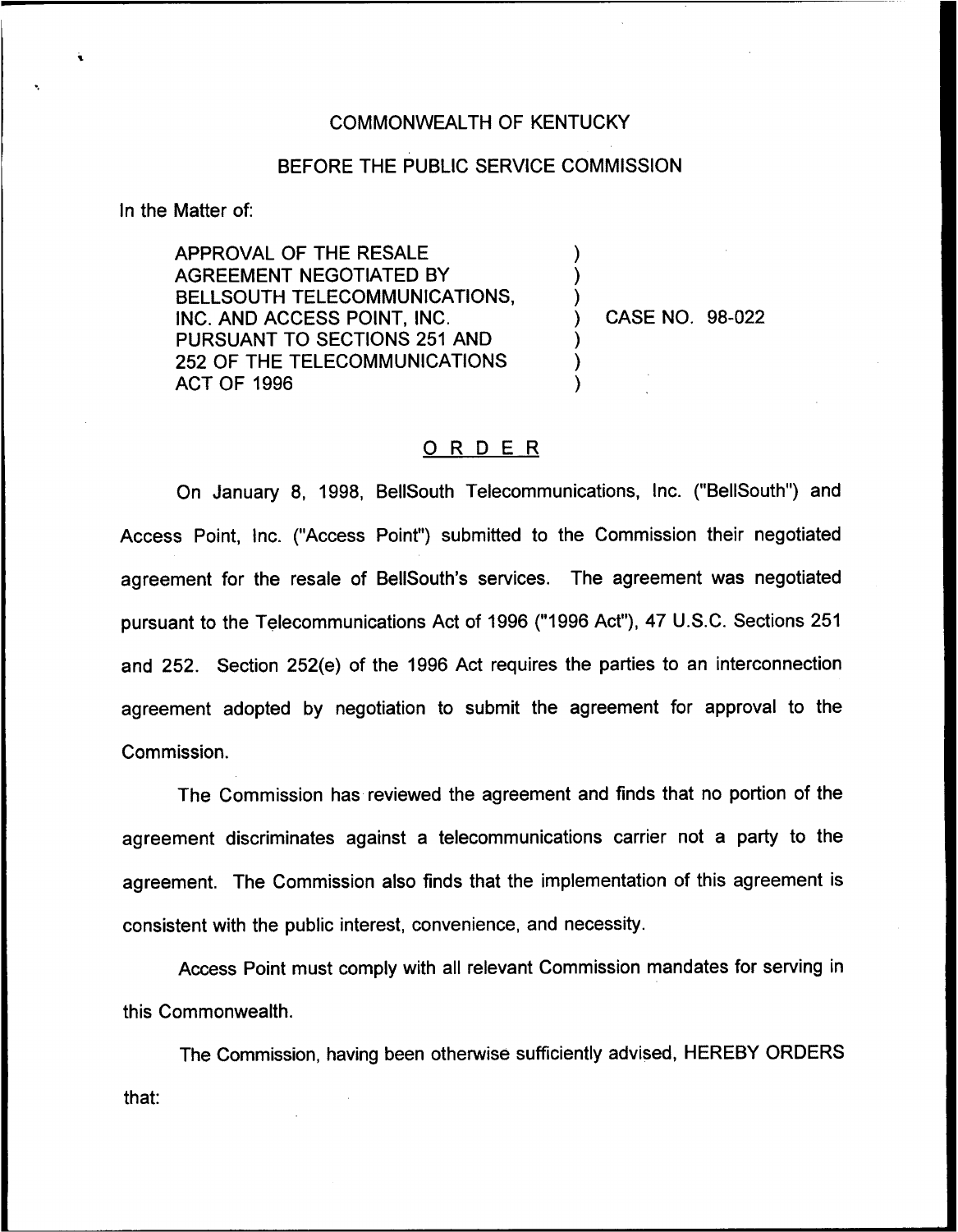COMMONWEALTH OF KENTUCKY

BEFORE THE PUBLIC SERVICE COMMISSION

In the Matter of:

APPROVAL OF THE RESALE AGREEMENT NEGOTIATED BY BELLSOUTH TELECOMMUNICATIONS, INC. AND ACCESS POINT, INC. PURSUANT TO SECTIONS 251 AND 252 OF THE TELECOMMUNICATIONS ACT OF 1996 ) CASE NO. 98-022

# ORDER

On January 8, 1998, BellSouth Telecommunications, Inc. ("BellSouth") and Access Point, Inc. ("Access Point") submitted to the Commission their negotiated agreement for the resale of BellSouth's services. The agreement was negotiated pursuant to the Telecommunications Act of 1996 ("1996 Act"), 47 U.S.C. Sections 251 and 252. Section 252(e) of the 1996 Act requires the parties to an interconnection agreement adopted by negotiation to submit the agreement for approval to the Commission.

The Commission has reviewed the agreement and finds that no portion of the agreement discriminates against a telecommunications carrier not a party to the agreement. The Commission also finds that the implementation of this agreement is consistent with the public interest, convenience, and necessity.

Access Point must comply with all relevant Commission mandates for serving in this Commonwealth.

The Commission, having been otherwise sufficiently advised, HEREBY ORDERS that: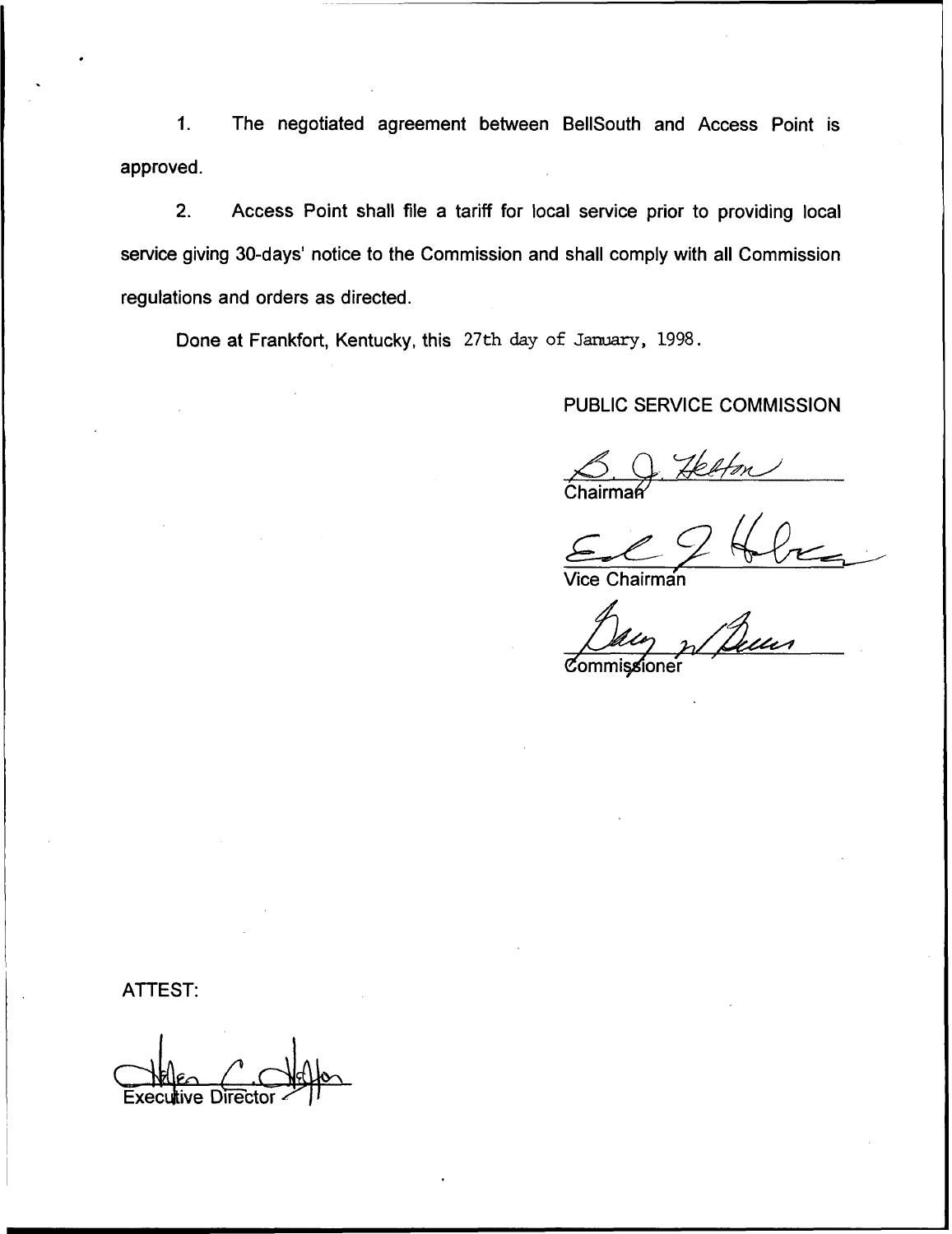1. The negotiated agreement between BellSouth and Access Point is approved.

2. Access Point shall file a tariff for local service prior to providing local service giving 30-days' notice to the Commission and shall comply with all Commission regulations and orders as directed.

Done at Frankfort, Kentucky, this 27th day of January, 1998.

PUBLIC SERVICE COMMISSION

Chairman

Vice Chairman

Commissioner

ATTEST:

Executive Director